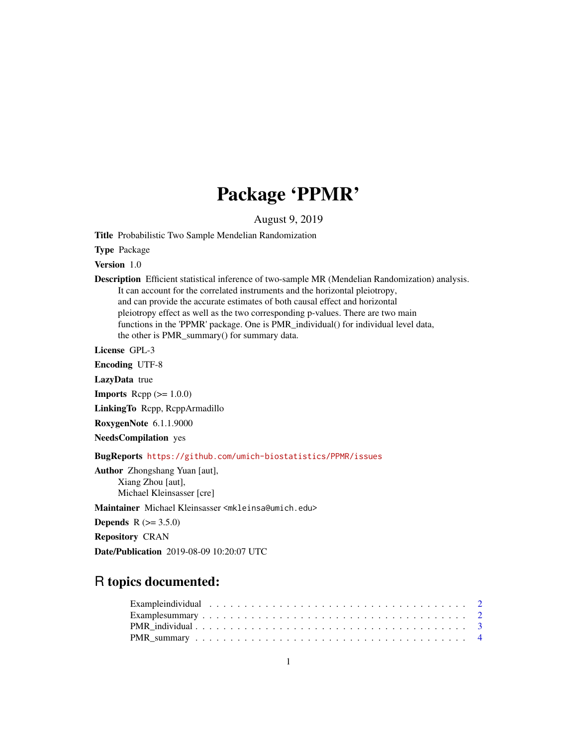# Package 'PPMR'

August 9, 2019

**Title** Probabilistic Two Sample Mendelian Randomization

**Type** Package

**Version** 1.0

**Description** Efficient statistical inference of two-sample MR (Mendelian Randomization) analysis. It can account for the correlated instruments and the horizontal pleiotropy, and can provide the accurate estimates of both causal effect and horizontal pleiotropy effect as well as the two corresponding p-values. There are two main functions in the 'PPMR' package. One is PMR_individual() for individual level data, the other is PMR_summary() for summary data.

**License** GPL-3

**Encoding** UTF-8

**LazyData** true

**Imports** Rcpp (>= 1.0.0)

**LinkingTo** Rcpp, RcppArmadillo

**RoxygenNote** 6.1.1.9000

**NeedsCompilation** yes

**BugReports** https://github.com/umich-biostatistics/PPMR/issues

**Author** Zhongshang Yuan [aut], Xiang Zhou [aut], Michael Kleinsasser [cre]

**Maintainer** Michael Kleinsasser <mkleinsa@umich.edu>

**Depends** R (>= 3.5.0)

**Repository** CRAN

**Date/Publication** 2019-08-09 10:20:07 UTC

## R topics documented:

| | |
|---|---|
| Exampleindividual | 2 |
| Examplesummary | 2 |
| PMR_individual | 3 |
| PMR_summary | 4 |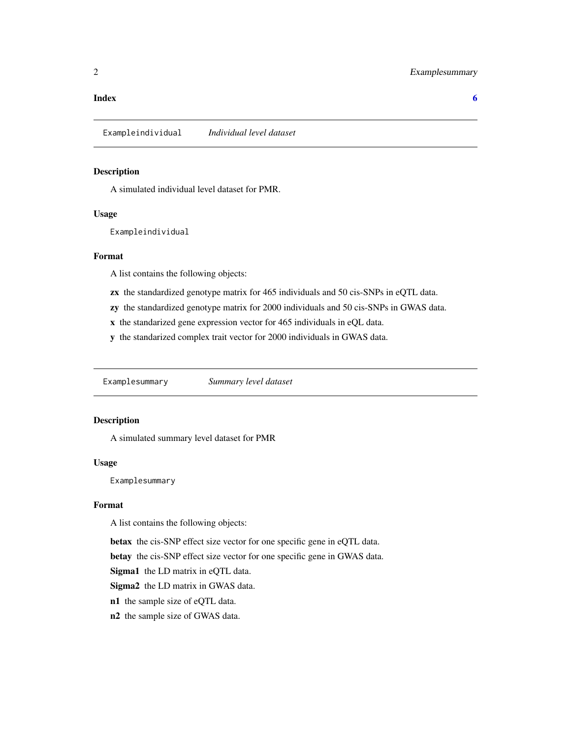**Index** 6

## Exampleindividual *Individual level dataset*

### Description

A simulated individual level dataset for PMR.

### Usage

```
Exampleindividual
```

### Format

A list contains the following objects:

**zx** the standardized genotype matrix for 465 individuals and 50 cis-SNPs in eQTL data.

**zy** the standardized genotype matrix for 2000 individuals and 50 cis-SNPs in GWAS data.

**x** the standarized gene expression vector for 465 individuals in eQL data.

**y** the standarized complex trait vector for 2000 individuals in GWAS data.

## Examplesummary *Summary level dataset*

### Description

A simulated summary level dataset for PMR

### Usage

```
Examplesummary
```

### Format

A list contains the following objects:

**betax** the cis-SNP effect size vector for one specific gene in eQTL data.

**betay** the cis-SNP effect size vector for one specific gene in GWAS data.

**Sigma1** the LD matrix in eQTL data.

**Sigma2** the LD matrix in GWAS data.

**n1** the sample size of eQTL data.

**n2** the sample size of GWAS data.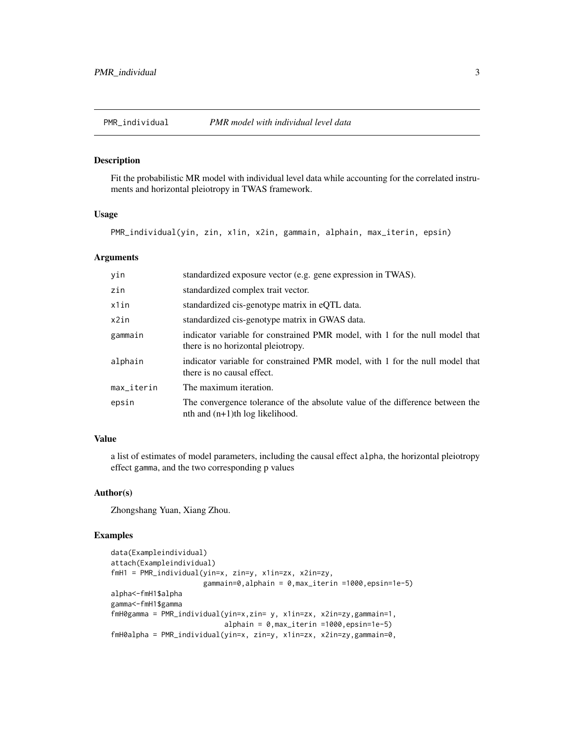# PMR_individual — *PMR model with individual level data*

## Description

Fit the probabilistic MR model with individual level data while accounting for the correlated instruments and horizontal pleiotropy in TWAS framework.

## Usage

```
PMR_individual(yin, zin, x1in, x2in, gammain, alphain, max_iterin, epsin)
```

## Arguments

| | |
|---|---|
| yin | standardized exposure vector (e.g. gene expression in TWAS). |
| zin | standardized complex trait vector. |
| x1in | standardized cis-genotype matrix in eQTL data. |
| x2in | standardized cis-genotype matrix in GWAS data. |
| gammain | indicator variable for constrained PMR model, with 1 for the null model that there is no horizontal pleiotropy. |
| alphain | indicator variable for constrained PMR model, with 1 for the null model that there is no causal effect. |
| max_iterin | The maximum iteration. |
| epsin | The convergence tolerance of the absolute value of the difference between the nth and (n+1)th log likelihood. |

## Value

a list of estimates of model parameters, including the causal effect `alpha`, the horizontal pleiotropy effect `gamma`, and the two corresponding p values

## Author(s)

Zhongshang Yuan, Xiang Zhou.

## Examples

```
data(Exampleindividual)
attach(Exampleindividual)
fmH1 = PMR_individual(yin=x, zin=y, x1in=zx, x2in=zy,
                      gammain=0,alphain = 0,max_iterin =1000,epsin=1e-5)
alpha<-fmH1$alpha
gamma<-fmH1$gamma
fmH0gamma = PMR_individual(yin=x,zin= y, x1in=zx, x2in=zy,gammain=1,
                           alphain = 0,max_iterin =1000,epsin=1e-5)
fmH0alpha = PMR_individual(yin=x, zin=y, x1in=zx, x2in=zy,gammain=0,
```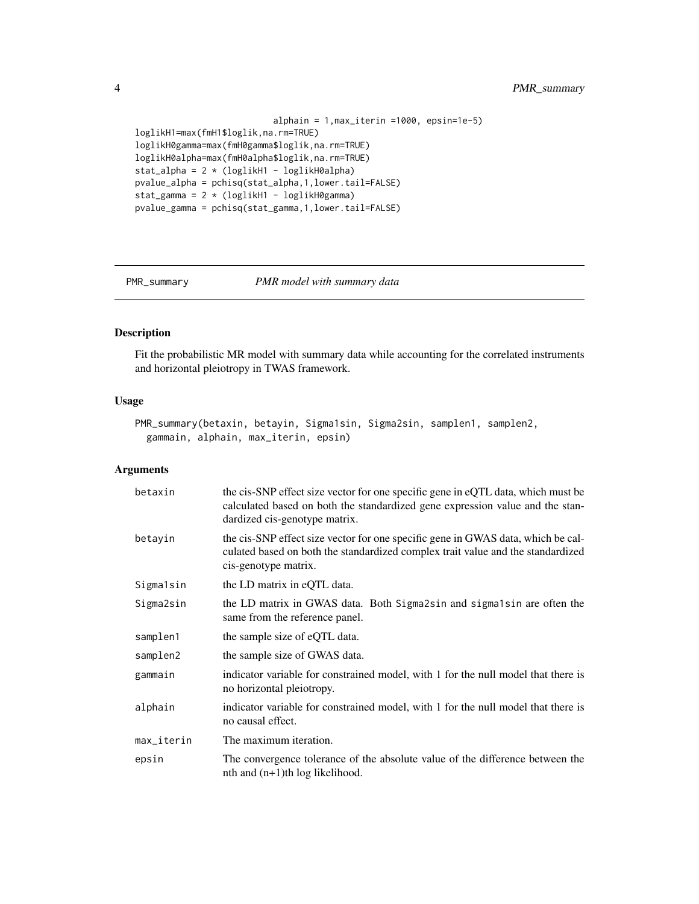```
                          alphain = 1,max_iterin =1000, epsin=1e-5)
loglikH1=max(fmH1$loglik,na.rm=TRUE)
loglikH0gamma=max(fmH0gamma$loglik,na.rm=TRUE)
loglikH0alpha=max(fmH0alpha$loglik,na.rm=TRUE)
stat_alpha = 2 * (loglikH1 - loglikH0alpha)
pvalue_alpha = pchisq(stat_alpha,1,lower.tail=FALSE)
stat_gamma = 2 * (loglikH1 - loglikH0gamma)
pvalue_gamma = pchisq(stat_gamma,1,lower.tail=FALSE)
```

## PMR_summary *PMR model with summary data*

### Description

Fit the probabilistic MR model with summary data while accounting for the correlated instruments and horizontal pleiotropy in TWAS framework.

### Usage

```
PMR_summary(betaxin, betayin, Sigma1sin, Sigma2sin, samplen1, samplen2,
  gammain, alphain, max_iterin, epsin)
```

### Arguments

| | |
|---|---|
| betaxin | the cis-SNP effect size vector for one specific gene in eQTL data, which must be calculated based on both the standardized gene expression value and the standardized cis-genotype matrix. |
| betayin | the cis-SNP effect size vector for one specific gene in GWAS data, which be calculated based on both the standardized complex trait value and the standardized cis-genotype matrix. |
| Sigma1sin | the LD matrix in eQTL data. |
| Sigma2sin | the LD matrix in GWAS data. Both Sigma2sin and sigma1sin are often the same from the reference panel. |
| samplen1 | the sample size of eQTL data. |
| samplen2 | the sample size of GWAS data. |
| gammain | indicator variable for constrained model, with 1 for the null model that there is no horizontal pleiotropy. |
| alphain | indicator variable for constrained model, with 1 for the null model that there is no causal effect. |
| max_iterin | The maximum iteration. |
| epsin | The convergence tolerance of the absolute value of the difference between the nth and (n+1)th log likelihood. |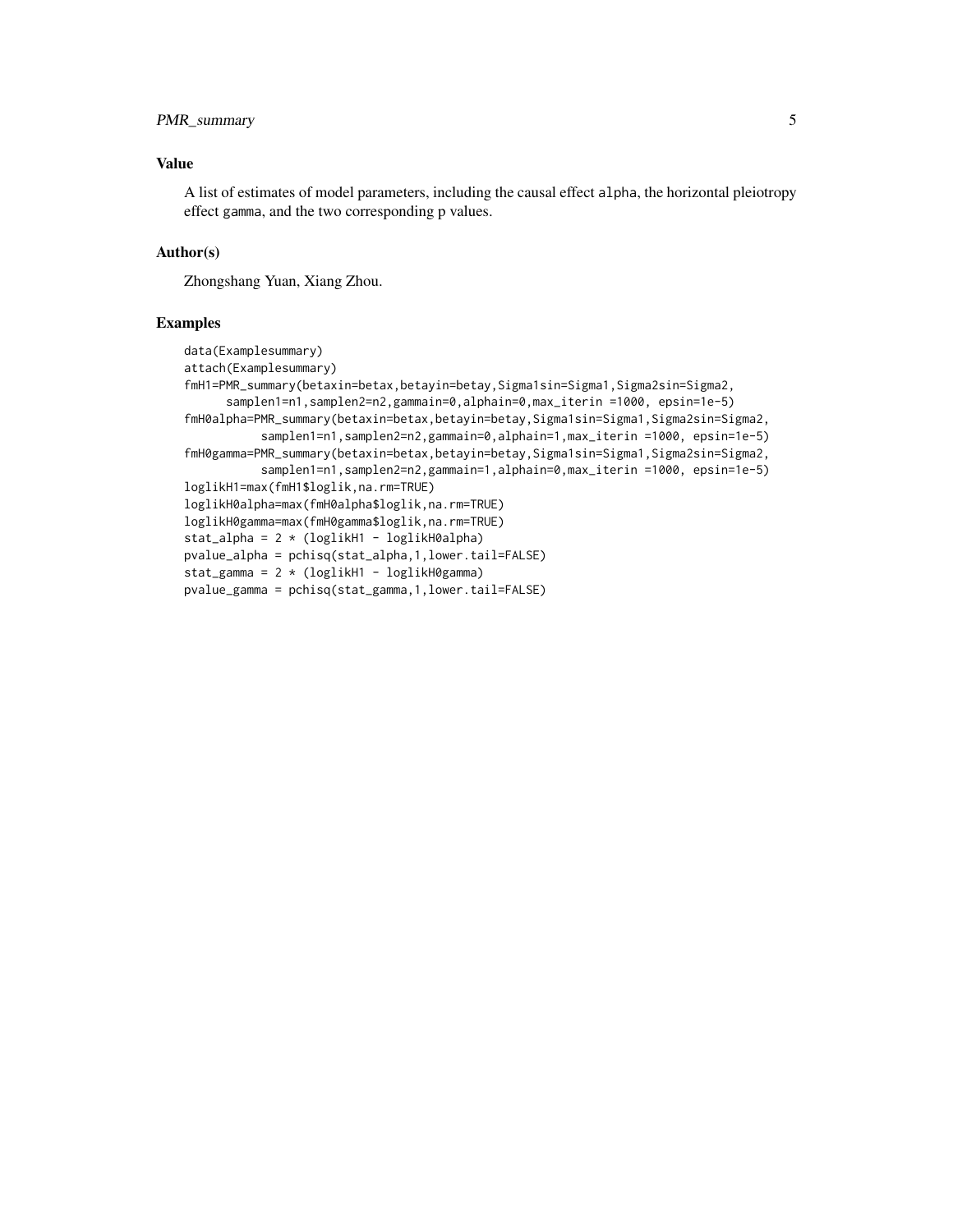## Value

A list of estimates of model parameters, including the causal effect alpha, the horizontal pleiotropy effect gamma, and the two corresponding p values.

## Author(s)

Zhongshang Yuan, Xiang Zhou.

## Examples

```
data(Examplesummary)
attach(Examplesummary)
fmH1=PMR_summary(betaxin=betax,betayin=betay,Sigma1sin=Sigma1,Sigma2sin=Sigma2,
      samplen1=n1,samplen2=n2,gammain=0,alphain=0,max_iterin =1000, epsin=1e-5)
fmH0alpha=PMR_summary(betaxin=betax,betayin=betay,Sigma1sin=Sigma1,Sigma2sin=Sigma2,
           samplen1=n1,samplen2=n2,gammain=0,alphain=1,max_iterin =1000, epsin=1e-5)
fmH0gamma=PMR_summary(betaxin=betax,betayin=betay,Sigma1sin=Sigma1,Sigma2sin=Sigma2,
           samplen1=n1,samplen2=n2,gammain=1,alphain=0,max_iterin =1000, epsin=1e-5)
loglikH1=max(fmH1$loglik,na.rm=TRUE)
loglikH0alpha=max(fmH0alpha$loglik,na.rm=TRUE)
loglikH0gamma=max(fmH0gamma$loglik,na.rm=TRUE)
stat_alpha = 2 * (loglikH1 - loglikH0alpha)
pvalue_alpha = pchisq(stat_alpha,1,lower.tail=FALSE)
stat_gamma = 2 * (loglikH1 - loglikH0gamma)
pvalue_gamma = pchisq(stat_gamma,1,lower.tail=FALSE)
```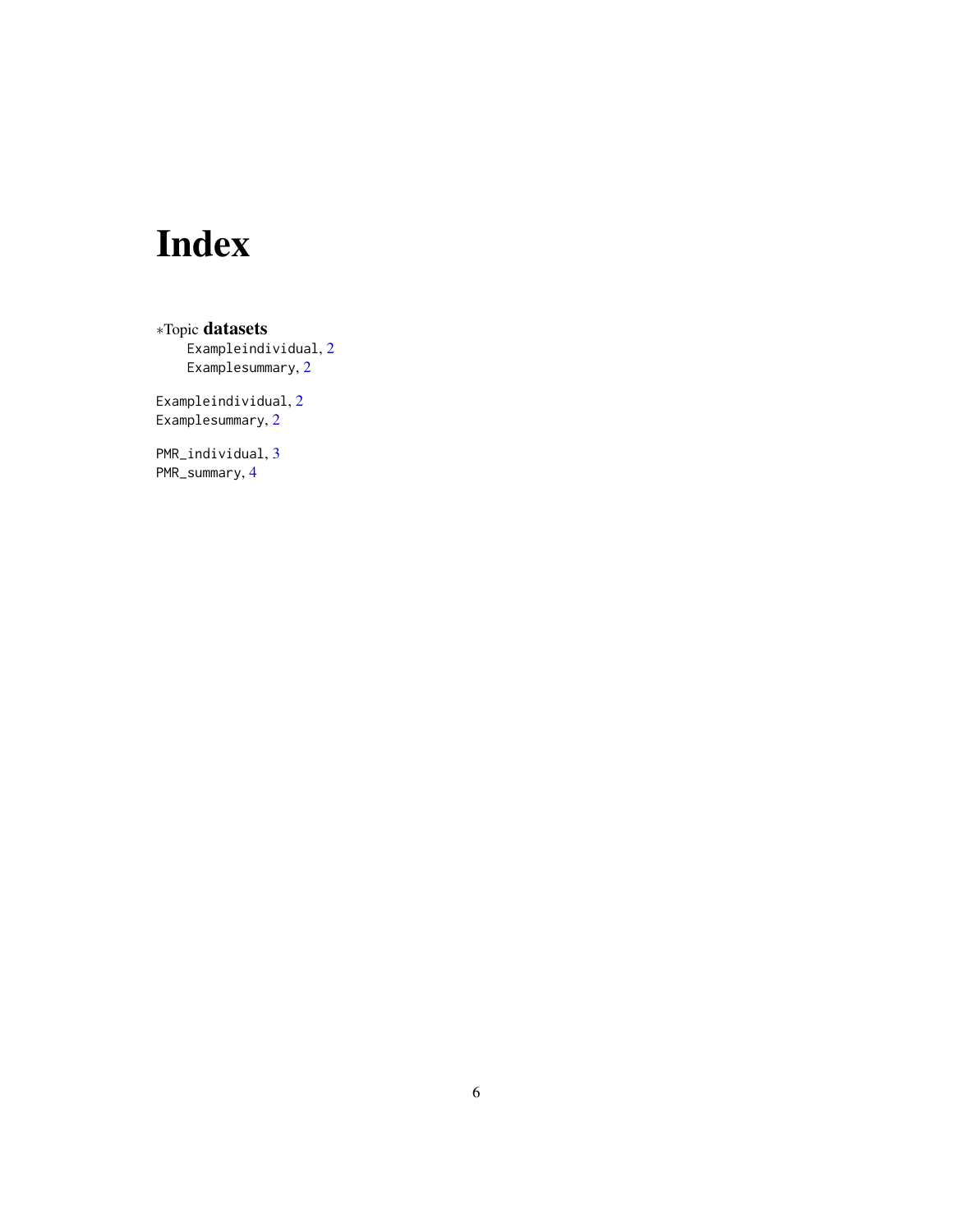# Index

∗Topic **datasets**
    Exampleindividual, 2
    Examplesummary, 2

Exampleindividual, 2
Examplesummary, 2

PMR_individual, 3
PMR_summary, 4